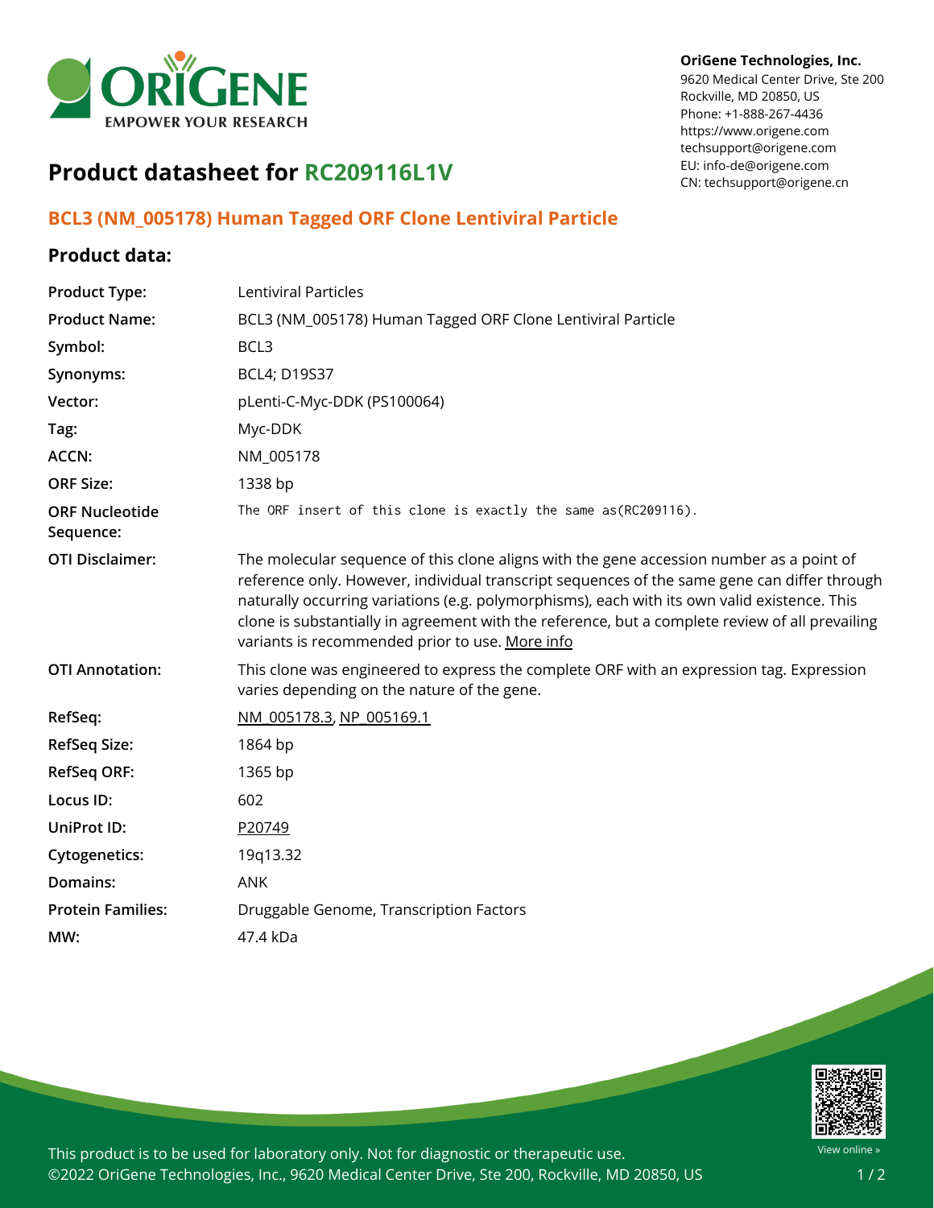OriGene Technologies, Inc.
9620 Medical Center Drive, Ste 200
Rockville, MD 20850, US
Phone: +1-888-267-4436
https://www.origene.com
techsupport@origene.com
EU: info-de@origene.com
CN: techsupport@origene.cn

# Product datasheet for RC209116L1V

## BCL3 (NM_005178) Human Tagged ORF Clone Lentiviral Particle

## Product data:

| | |
|---|---|
| **Product Type:** | Lentiviral Particles |
| **Product Name:** | BCL3 (NM_005178) Human Tagged ORF Clone Lentiviral Particle |
| **Symbol:** | BCL3 |
| **Synonyms:** | BCL4; D19S37 |
| **Vector:** | pLenti-C-Myc-DDK (PS100064) |
| **Tag:** | Myc-DDK |
| **ACCN:** | NM_005178 |
| **ORF Size:** | 1338 bp |
| **ORF Nucleotide Sequence:** | The ORF insert of this clone is exactly the same as(RC209116). |
| **OTI Disclaimer:** | The molecular sequence of this clone aligns with the gene accession number as a point of reference only. However, individual transcript sequences of the same gene can differ through naturally occurring variations (e.g. polymorphisms), each with its own valid existence. This clone is substantially in agreement with the reference, but a complete review of all prevailing variants is recommended prior to use. More info |
| **OTI Annotation:** | This clone was engineered to express the complete ORF with an expression tag. Expression varies depending on the nature of the gene. |
| **RefSeq:** | NM_005178.3, NP_005169.1 |
| **RefSeq Size:** | 1864 bp |
| **RefSeq ORF:** | 1365 bp |
| **Locus ID:** | 602 |
| **UniProt ID:** | P20749 |
| **Cytogenetics:** | 19q13.32 |
| **Domains:** | ANK |
| **Protein Families:** | Druggable Genome, Transcription Factors |
| **MW:** | 47.4 kDa |

This product is to be used for laboratory only. Not for diagnostic or therapeutic use.
©2022 OriGene Technologies, Inc., 9620 Medical Center Drive, Ste 200, Rockville, MD 20850, US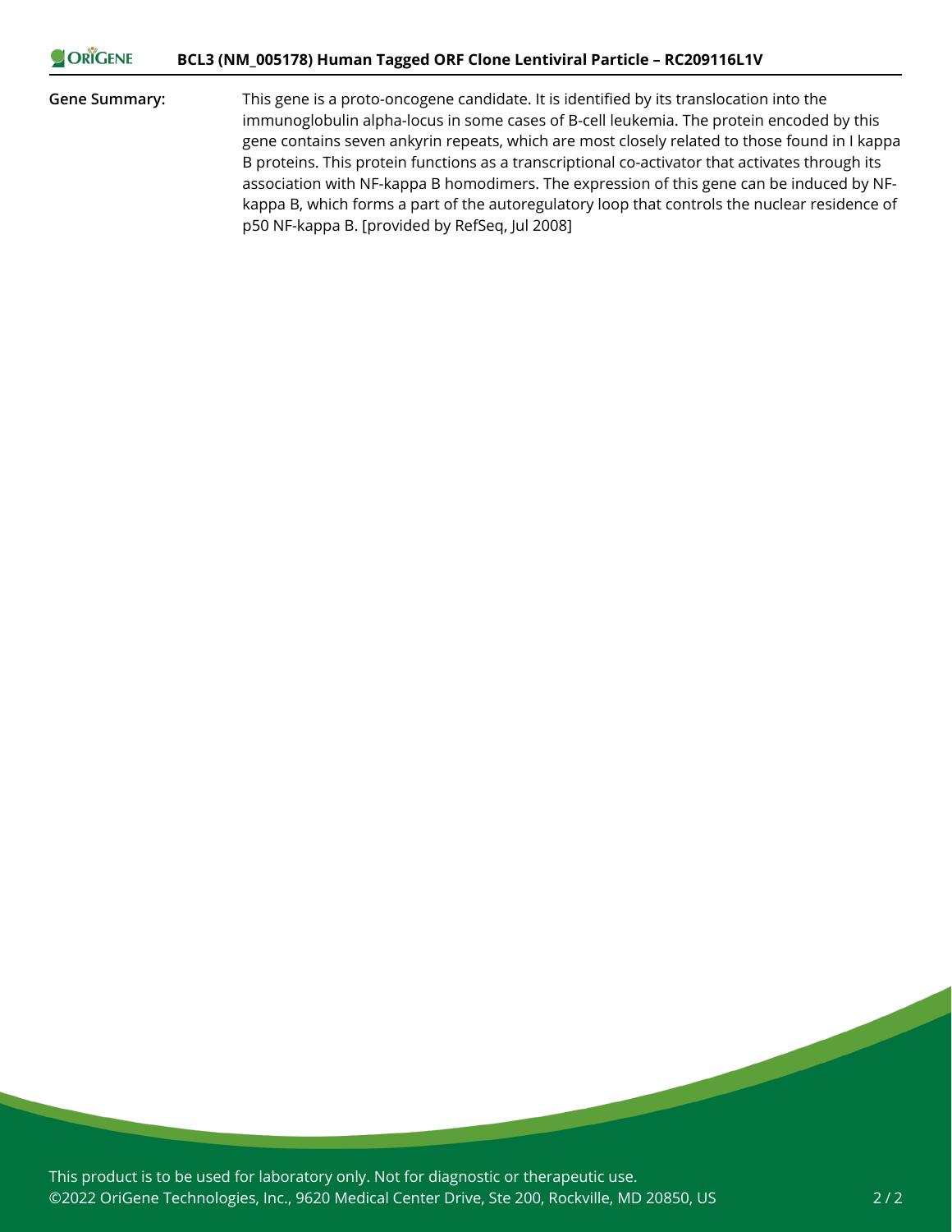**Gene Summary:** This gene is a proto-oncogene candidate. It is identified by its translocation into the immunoglobulin alpha-locus in some cases of B-cell leukemia. The protein encoded by this gene contains seven ankyrin repeats, which are most closely related to those found in I kappa B proteins. This protein functions as a transcriptional co-activator that activates through its association with NF-kappa B homodimers. The expression of this gene can be induced by NF-kappa B, which forms a part of the autoregulatory loop that controls the nuclear residence of p50 NF-kappa B. [provided by RefSeq, Jul 2008]